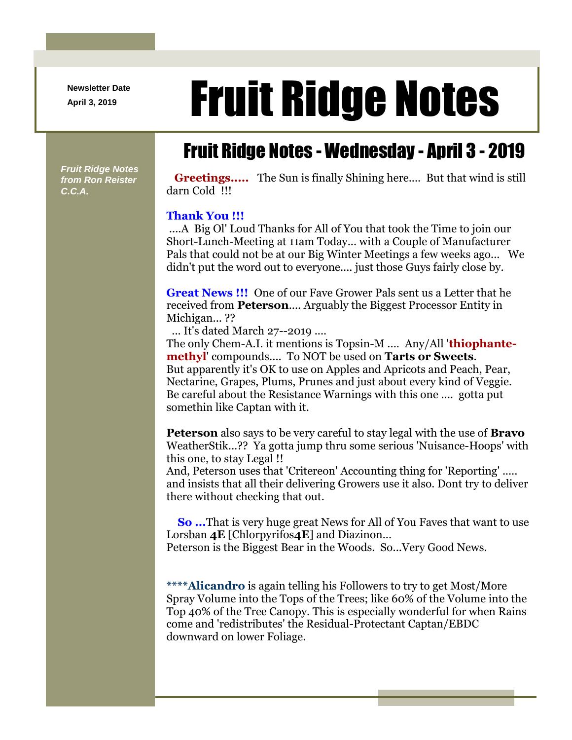Newsletter Date

April 3, 2019

# Fruit Ridge Notes

*Fruit Ridge Notes from Ron Reister C.C.A.*

## Fruit Ridge Notes - Wednesday - April 3 - 2019

**Greetings.....** The Sun is finally Shining here.... But that wind is still darn Cold !!!

**Thank You !!!**

....A Big Ol' Loud Thanks for All of You that took the Time to join our Short-Lunch-Meeting at 11am Today... with a Couple of Manufacturer Pals that could not be at our Big Winter Meetings a few weeks ago... We didn't put the word out to everyone.... just those Guys fairly close by.

**Great News !!!** One of our Fave Grower Pals sent us a Letter that he received from **Peterson**.... Arguably the Biggest Processor Entity in Michigan... ??

... It's dated March 27--2019 ....

The only Chem-A.I. it mentions is Topsin-M .... Any/All '**thiophante-methyl**' compounds.... To NOT be used on **Tarts or Sweets**.

But apparently it's OK to use on Apples and Apricots and Peach, Pear, Nectarine, Grapes, Plums, Prunes and just about every kind of Veggie. Be careful about the Resistance Warnings with this one .... gotta put somethin like Captan with it.

**Peterson** also says to be very careful to stay legal with the use of **Bravo** WeatherStik...?? Ya gotta jump thru some serious 'Nuisance-Hoops' with this one, to stay Legal !!

And, Peterson uses that 'Critereon' Accounting thing for 'Reporting' ..... and insists that all their delivering Growers use it also. Dont try to deliver there without checking that out.

**So ...** That is very huge great News for All of You Faves that want to use Lorsban **4E** [Chlorpyrifos**4E**] and Diazinon...

Peterson is the Biggest Bear in the Woods. So...Very Good News.

****Alicandro** is again telling his Followers to try to get Most/More Spray Volume into the Tops of the Trees; like 60% of the Volume into the Top 40% of the Tree Canopy. This is especially wonderful for when Rains come and 'redistributes' the Residual-Protectant Captan/EBDC downward on lower Foliage.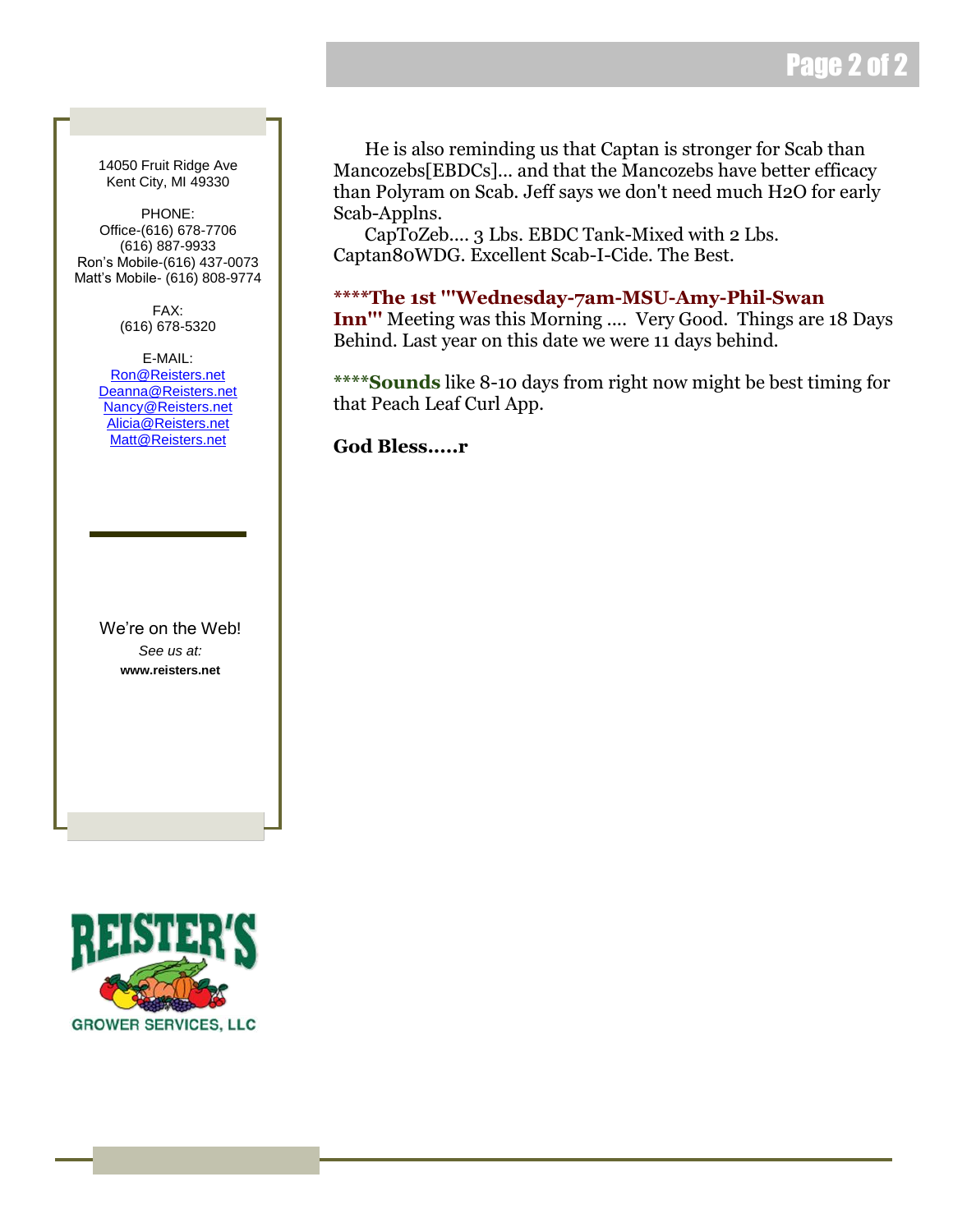He is also reminding us that Captan is stronger for Scab than Mancozebs[EBDCs]... and that the Mancozebs have better efficacy than Polyram on Scab. Jeff says we don't need much $H_2O$ for early Scab-Applns.

CapToZeb.... 3 Lbs. EBDC Tank-Mixed with 2 Lbs. Captan80WDG. Excellent Scab-I-Cide. The Best.

****The 1st '''Wednesday-7am-MSU-Amy-Phil-Swan Inn''' Meeting was this Morning .... Very Good. Things are 18 Days Behind. Last year on this date we were 11 days behind.

****Sounds like 8-10 days from right now might be best timing for that Peach Leaf Curl App.

**God Bless.....r**

14050 Fruit Ridge Ave
Kent City, MI 49330

PHONE:
Office-(616) 678-7706
(616) 887-9933
Ron's Mobile-(616) 437-0073
Matt's Mobile- (616) 808-9774

FAX:
(616) 678-5320

E-MAIL:
Ron@Reisters.net
Deanna@Reisters.net
Nancy@Reisters.net
Alicia@Reisters.net
Matt@Reisters.net

We're on the Web!
*See us at:*
**www.reisters.net**

REISTER'S
GROWER SERVICES, LLC